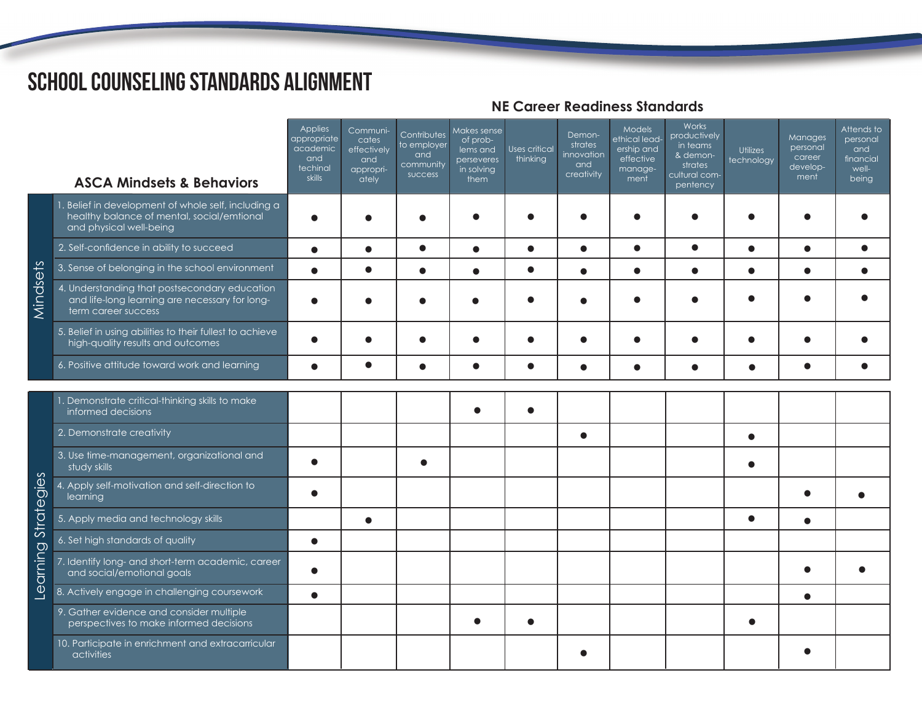# SCHOOL COUNSELING STANDARDS ALIGNMENT

## NE Career Readiness Standards

| | ASCA Mindsets & Behaviors | Applies appropriate academic and techinal skills | Communicates effectively and appropriately | Contributes to employer and community success | Makes sense of problems and perseveres in solving them | Uses critical thinking | Demonstrates innovation and creativity | Models ethical leadership and effective management | Works productively in teams & demonstrates cultural competency | Utilizes technology | Manages personal career development | Attends to personal and financial well-being |
|---|---|---|---|---|---|---|---|---|---|---|---|---|
| Mindsets | 1. Belief in development of whole self, including a healthy balance of mental, social/emtional and physical well-being | ● | ● | ● | ● | ● | ● | ● | ● | ● | ● | ● |
| Mindsets | 2. Self-confidence in ability to succeed | ● | ● | ● | ● | ● | ● | ● | ● | ● | ● | ● |
| Mindsets | 3. Sense of belonging in the school environment | ● | ● | ● | ● | ● | ● | ● | ● | ● | ● | ● |
| Mindsets | 4. Understanding that postsecondary education and life-long learning are necessary for long-term career success | ● | ● | ● | ● | ● | ● | ● | ● | ● | ● | ● |
| Mindsets | 5. Belief in using abilities to their fullest to achieve high-quality results and outcomes | ● | ● | ● | ● | ● | ● | ● | ● | ● | ● | ● |
| Mindsets | 6. Positive attitude toward work and learning | ● | ● | ● | ● | ● | ● | ● | ● | ● | ● | ● |
| Learning Strategies | 1. Demonstrate critical-thinking skills to make informed decisions | | | | ● | ● | | | | | | |
| Learning Strategies | 2. Demonstrate creativity | | | | | | ● | | | ● | | |
| Learning Strategies | 3. Use time-management, organizational and study skills | ● | | ● | | | | | | ● | | |
| Learning Strategies | 4. Apply self-motivation and self-direction to learning | ● | | | | | | | | | ● | ● |
| Learning Strategies | 5. Apply media and technology skills | | ● | | | | | | | ● | ● | |
| Learning Strategies | 6. Set high standards of quality | ● | | | | | | | | | | |
| Learning Strategies | 7. Identify long- and short-term academic, career and social/emotional goals | ● | | | | | | | | | ● | ● |
| Learning Strategies | 8. Actively engage in challenging coursework | ● | | | | | | | | | ● | |
| Learning Strategies | 9. Gather evidence and consider multiple perspectives to make informed decisions | | | | ● | ● | | | | ● | | |
| Learning Strategies | 10. Participate in enrichment and extracarricular activities | | | | | | ● | | | | ● | |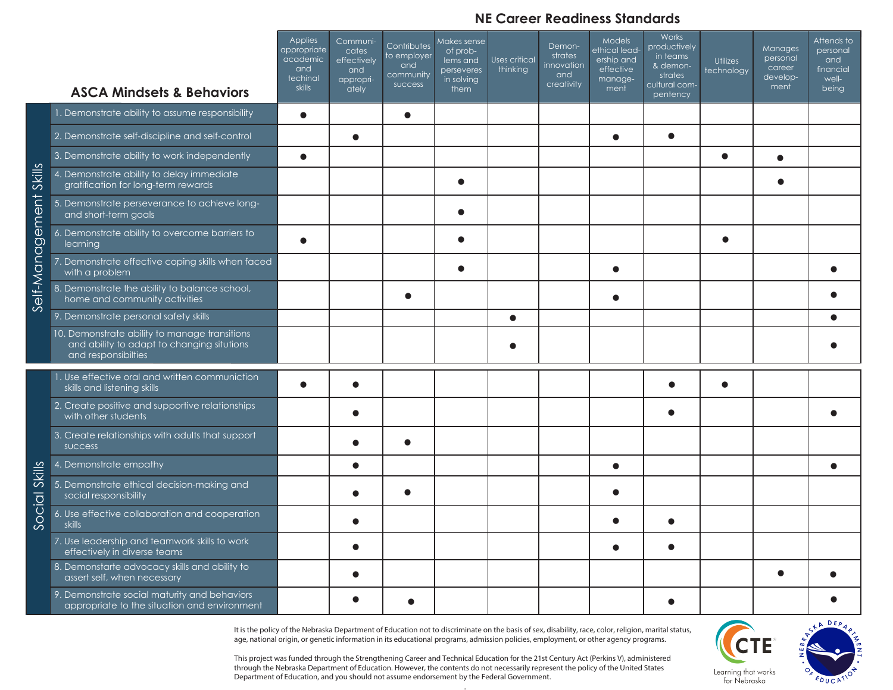## NE Career Readiness Standards

### ASCA Mindsets & Behaviors

| | ASCA Mindsets & Behaviors | Applies appropriate academic and techinal skills | Communicates effectively and appropriately | Contributes to employer and community success | Makes sense of problems and perseveres in solving them | Uses critical thinking | Demonstrates innovation and creativity | Models ethical leadership and effective management | Works productively in teams & demonstrates cultural compentency | Utilizes technology | Manages personal career development | Attends to personal and financial well-being |
|---|---|---|---|---|---|---|---|---|---|---|---|---|
| Self-Management Skills | 1. Demonstrate ability to assume responsibility | ● | | ● | | | | | | | | |
| | 2. Demonstrate self-discipline and self-control | | ● | | | | | ● | ● | | | |
| | 3. Demonstrate ability to work independently | ● | | | | | | | | ● | ● | |
| | 4. Demonstrate ability to delay immediate gratification for long-term rewards | | | | ● | | | | | | ● | |
| | 5. Demonstrate perseverance to achieve long- and short-term goals | | | | ● | | | | | | | |
| | 6. Demonstrate ability to overcome barriers to learning | ● | | | ● | | | | | ● | | |
| | 7. Demonstrate effective coping skills when faced with a problem | | | | ● | | | ● | | | | ● |
| | 8. Demonstrate the ability to balance school, home and community activities | | | ● | | | | ● | | | | ● |
| | 9. Demonstrate personal safety skills | | | | | ● | | | | | | ● |
| | 10. Demonstrate ability to manage transitions and ability to adapt to changing situtions and responsibilties | | | | | ● | | | | | | ● |
| Social Skills | 1. Use effective oral and written communiction skills and listening skills | ● | ● | | | | | | ● | ● | | |
| | 2. Create positive and supportive relationships with other students | | ● | | | | | | ● | | | ● |
| | 3. Create relationships with adults that support success | | ● | ● | | | | | | | | |
| | 4. Demonstrate empathy | | ● | | | | | ● | | | | ● |
| | 5. Demonstrate ethical decision-making and social responsibility | | ● | ● | | | | ● | | | | |
| | 6. Use effective collaboration and cooperation skills | | ● | | | | | ● | ● | | | |
| | 7. Use leadership and teamwork skills to work effectively in diverse teams | | ● | | | | | ● | ● | | | |
| | 8. Demonstarte advocacy skills and ability to assert self, when necessary | | ● | | | | | | | | ● | ● |
| | 9. Demonstrate social maturity and behaviors appropriate to the situation and environment | | ● | ● | | | | | ● | | | ● |

It is the policy of the Nebraska Department of Education not to discriminate on the basis of sex, disability, race, color, religion, marital status, age, national origin, or genetic information in its educational programs, admission policies, employment, or other agency programs.

This project was funded through the Strengthening Career and Technical Education for the 21st Century Act (Perkins V), administered through the Nebraska Department of Education. However, the contents do not necessarily represent the policy of the United States Department of Education, and you should not assume endorsement by the Federal Government.

CTE Learning that works for Nebraska

Nebraska Department of Education